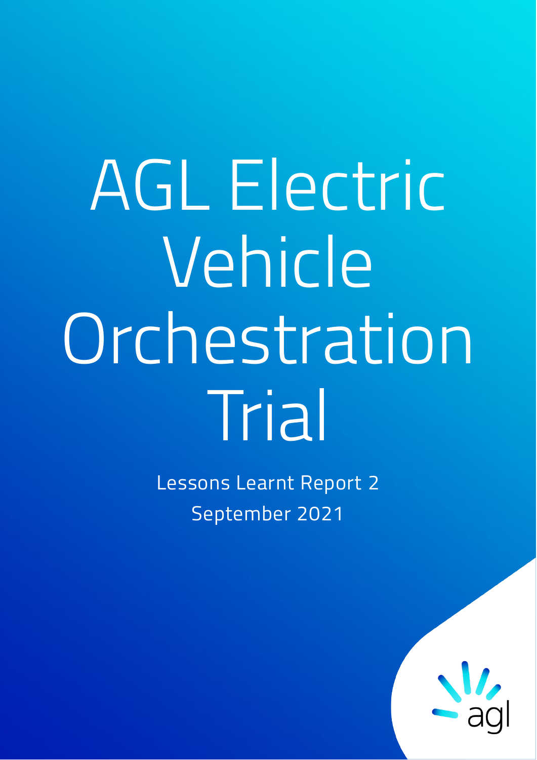# AGL Electric Vehicle Orchestration Trial

Lessons Learnt Report 2

September 2021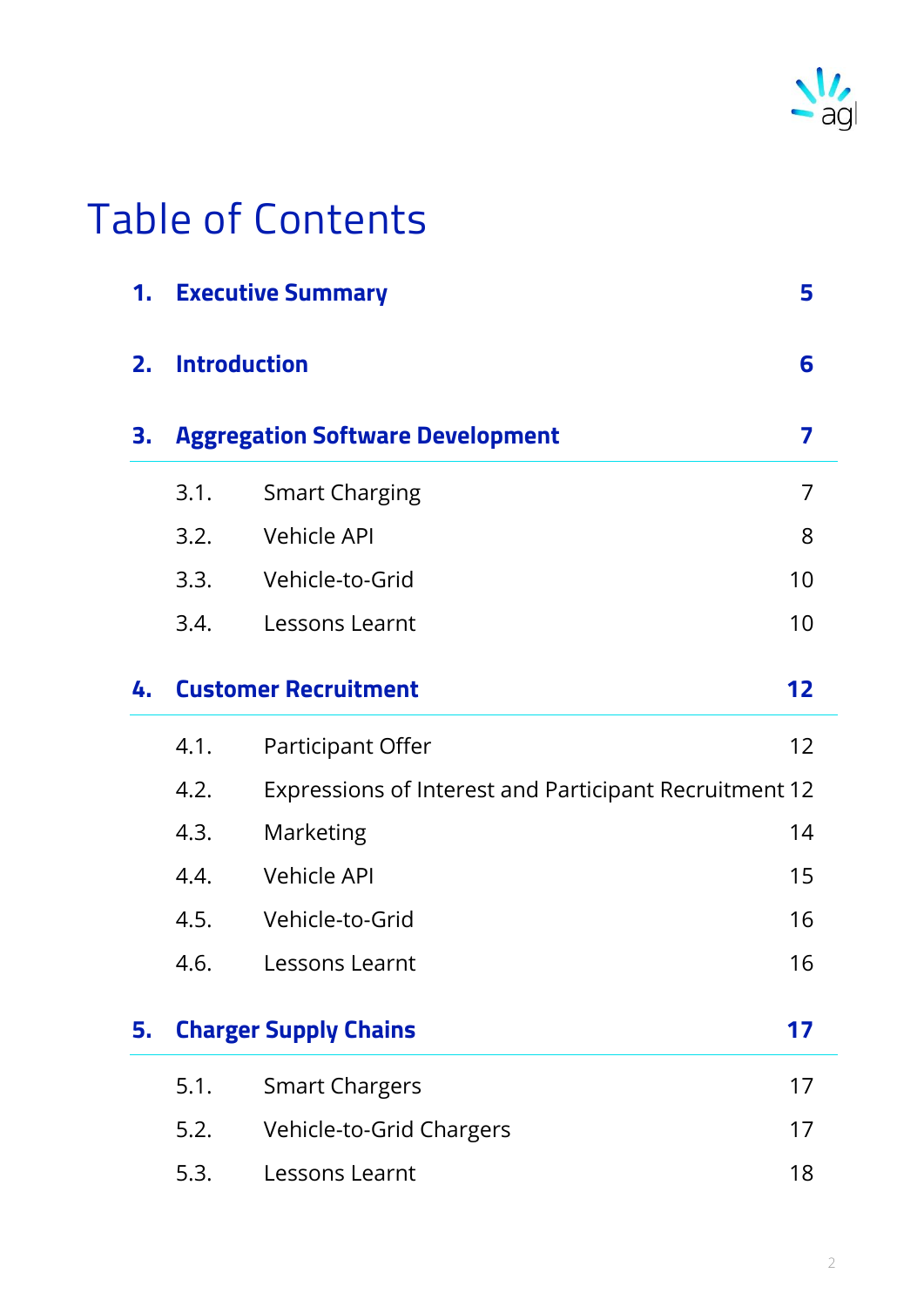# Table of Contents

| | | |
|---|---|---|
| **1.** | **Executive Summary** | **5** |
| **2.** | **Introduction** | **6** |
| **3.** | **Aggregation Software Development** | **7** |
| 3.1. | Smart Charging | 7 |
| 3.2. | Vehicle API | 8 |
| 3.3. | Vehicle-to-Grid | 10 |
| 3.4. | Lessons Learnt | 10 |
| **4.** | **Customer Recruitment** | **12** |
| 4.1. | Participant Offer | 12 |
| 4.2. | Expressions of Interest and Participant Recruitment | 12 |
| 4.3. | Marketing | 14 |
| 4.4. | Vehicle API | 15 |
| 4.5. | Vehicle-to-Grid | 16 |
| 4.6. | Lessons Learnt | 16 |
| **5.** | **Charger Supply Chains** | **17** |
| 5.1. | Smart Chargers | 17 |
| 5.2. | Vehicle-to-Grid Chargers | 17 |
| 5.3. | Lessons Learnt | 18 |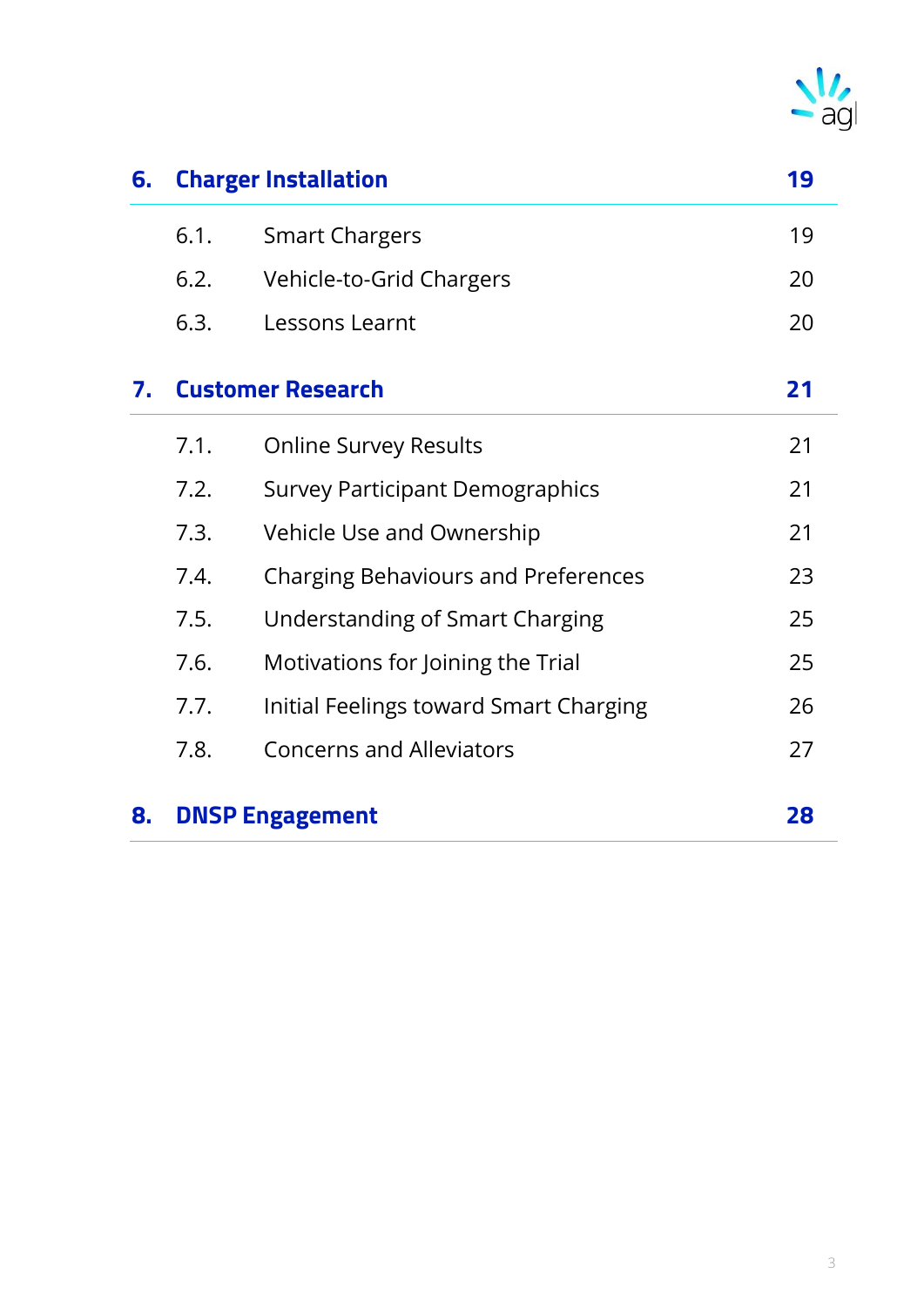| | | |
|---|---|---|
| **6.** | **Charger Installation** | **19** |
| 6.1. | Smart Chargers | 19 |
| 6.2. | Vehicle-to-Grid Chargers | 20 |
| 6.3. | Lessons Learnt | 20 |
| **7.** | **Customer Research** | **21** |
| 7.1. | Online Survey Results | 21 |
| 7.2. | Survey Participant Demographics | 21 |
| 7.3. | Vehicle Use and Ownership | 21 |
| 7.4. | Charging Behaviours and Preferences | 23 |
| 7.5. | Understanding of Smart Charging | 25 |
| 7.6. | Motivations for Joining the Trial | 25 |
| 7.7. | Initial Feelings toward Smart Charging | 26 |
| 7.8. | Concerns and Alleviators | 27 |
| **8.** | **DNSP Engagement** | **28** |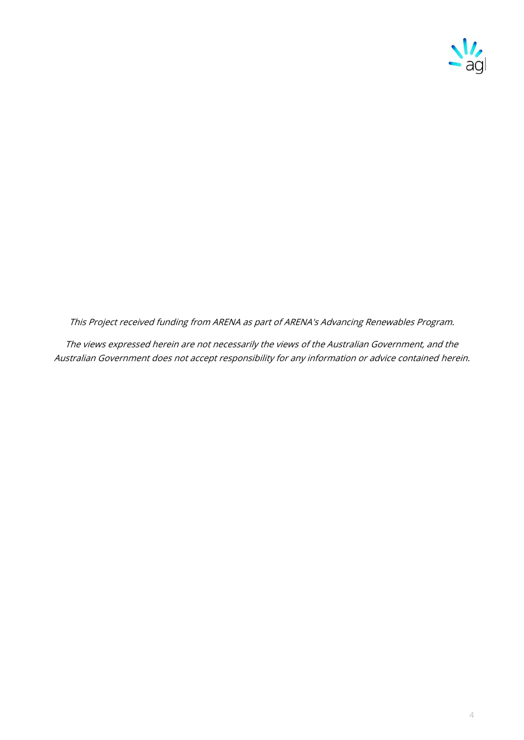*This Project received funding from ARENA as part of ARENA's Advancing Renewables Program.*

*The views expressed herein are not necessarily the views of the Australian Government, and the Australian Government does not accept responsibility for any information or advice contained herein.*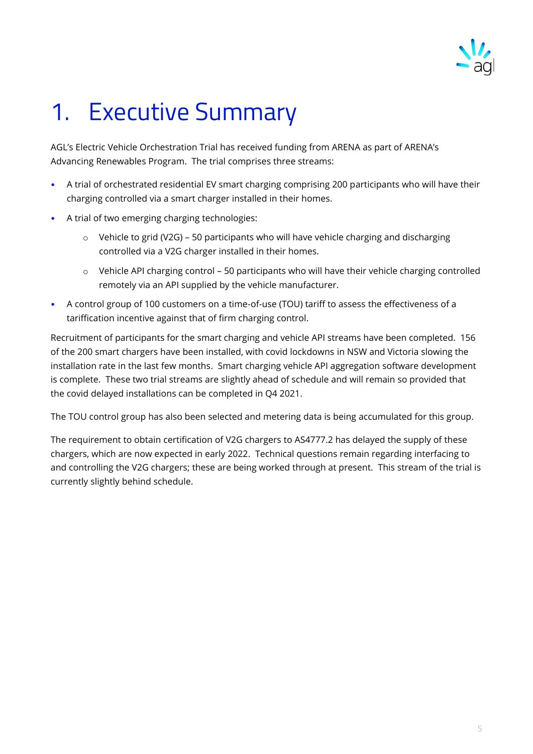# 1. Executive Summary

AGL's Electric Vehicle Orchestration Trial has received funding from ARENA as part of ARENA's Advancing Renewables Program. The trial comprises three streams:

- A trial of orchestrated residential EV smart charging comprising 200 participants who will have their charging controlled via a smart charger installed in their homes.
- A trial of two emerging charging technologies:
  - Vehicle to grid (V2G) – 50 participants who will have vehicle charging and discharging controlled via a V2G charger installed in their homes.
  - Vehicle API charging control – 50 participants who will have their vehicle charging controlled remotely via an API supplied by the vehicle manufacturer.
- A control group of 100 customers on a time-of-use (TOU) tariff to assess the effectiveness of a tariffication incentive against that of firm charging control.

Recruitment of participants for the smart charging and vehicle API streams have been completed. 156 of the 200 smart chargers have been installed, with covid lockdowns in NSW and Victoria slowing the installation rate in the last few months. Smart charging vehicle API aggregation software development is complete. These two trial streams are slightly ahead of schedule and will remain so provided that the covid delayed installations can be completed in Q4 2021.

The TOU control group has also been selected and metering data is being accumulated for this group.

The requirement to obtain certification of V2G chargers to AS4777.2 has delayed the supply of these chargers, which are now expected in early 2022. Technical questions remain regarding interfacing to and controlling the V2G chargers; these are being worked through at present. This stream of the trial is currently slightly behind schedule.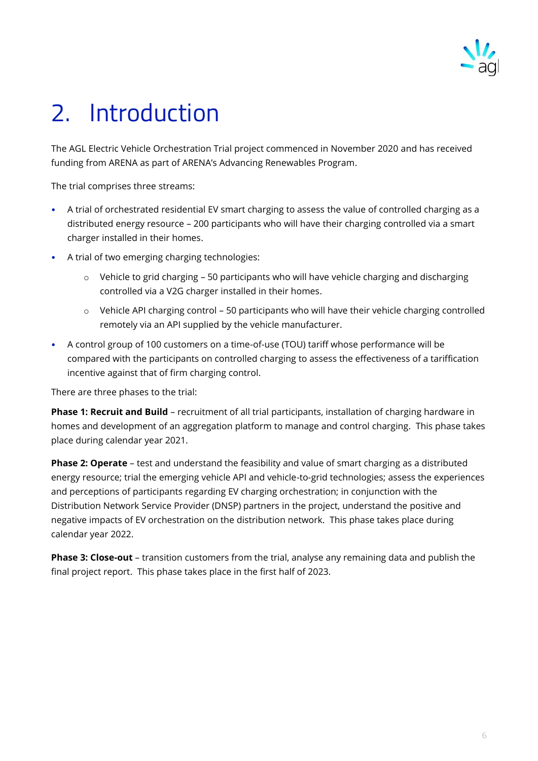# 2. Introduction

The AGL Electric Vehicle Orchestration Trial project commenced in November 2020 and has received funding from ARENA as part of ARENA's Advancing Renewables Program.

The trial comprises three streams:

- A trial of orchestrated residential EV smart charging to assess the value of controlled charging as a distributed energy resource – 200 participants who will have their charging controlled via a smart charger installed in their homes.
- A trial of two emerging charging technologies:
  - Vehicle to grid charging – 50 participants who will have vehicle charging and discharging controlled via a V2G charger installed in their homes.
  - Vehicle API charging control – 50 participants who will have their vehicle charging controlled remotely via an API supplied by the vehicle manufacturer.
- A control group of 100 customers on a time-of-use (TOU) tariff whose performance will be compared with the participants on controlled charging to assess the effectiveness of a tariffication incentive against that of firm charging control.

There are three phases to the trial:

**Phase 1: Recruit and Build** – recruitment of all trial participants, installation of charging hardware in homes and development of an aggregation platform to manage and control charging. This phase takes place during calendar year 2021.

**Phase 2: Operate** – test and understand the feasibility and value of smart charging as a distributed energy resource; trial the emerging vehicle API and vehicle-to-grid technologies; assess the experiences and perceptions of participants regarding EV charging orchestration; in conjunction with the Distribution Network Service Provider (DNSP) partners in the project, understand the positive and negative impacts of EV orchestration on the distribution network. This phase takes place during calendar year 2022.

**Phase 3: Close-out** – transition customers from the trial, analyse any remaining data and publish the final project report. This phase takes place in the first half of 2023.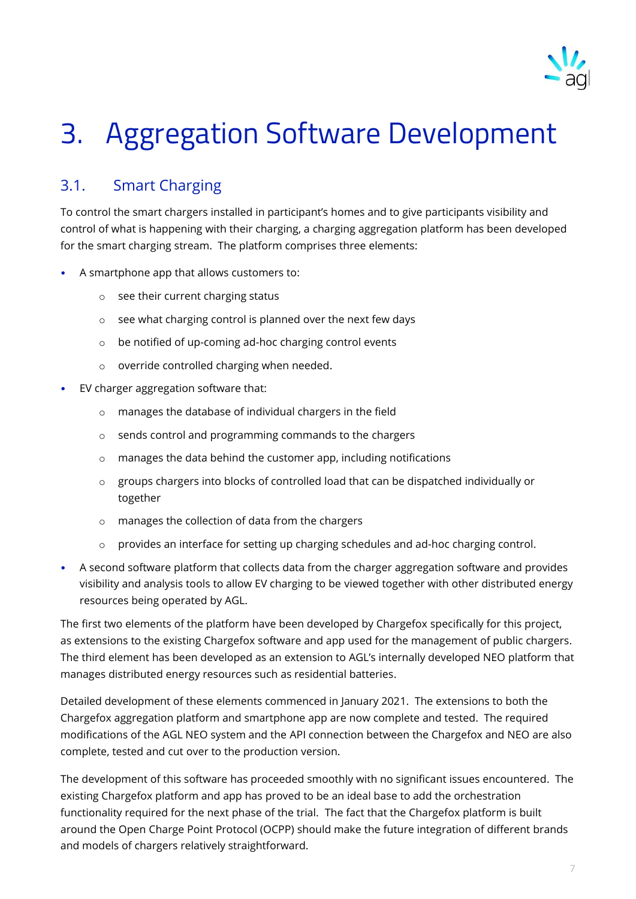# 3. Aggregation Software Development

## 3.1. Smart Charging

To control the smart chargers installed in participant's homes and to give participants visibility and control of what is happening with their charging, a charging aggregation platform has been developed for the smart charging stream. The platform comprises three elements:

- A smartphone app that allows customers to:
  - see their current charging status
  - see what charging control is planned over the next few days
  - be notified of up-coming ad-hoc charging control events
  - override controlled charging when needed.
- EV charger aggregation software that:
  - manages the database of individual chargers in the field
  - sends control and programming commands to the chargers
  - manages the data behind the customer app, including notifications
  - groups chargers into blocks of controlled load that can be dispatched individually or together
  - manages the collection of data from the chargers
  - provides an interface for setting up charging schedules and ad-hoc charging control.
- A second software platform that collects data from the charger aggregation software and provides visibility and analysis tools to allow EV charging to be viewed together with other distributed energy resources being operated by AGL.

The first two elements of the platform have been developed by Chargefox specifically for this project, as extensions to the existing Chargefox software and app used for the management of public chargers. The third element has been developed as an extension to AGL's internally developed NEO platform that manages distributed energy resources such as residential batteries.

Detailed development of these elements commenced in January 2021. The extensions to both the Chargefox aggregation platform and smartphone app are now complete and tested. The required modifications of the AGL NEO system and the API connection between the Chargefox and NEO are also complete, tested and cut over to the production version.

The development of this software has proceeded smoothly with no significant issues encountered. The existing Chargefox platform and app has proved to be an ideal base to add the orchestration functionality required for the next phase of the trial. The fact that the Chargefox platform is built around the Open Charge Point Protocol (OCPP) should make the future integration of different brands and models of chargers relatively straightforward.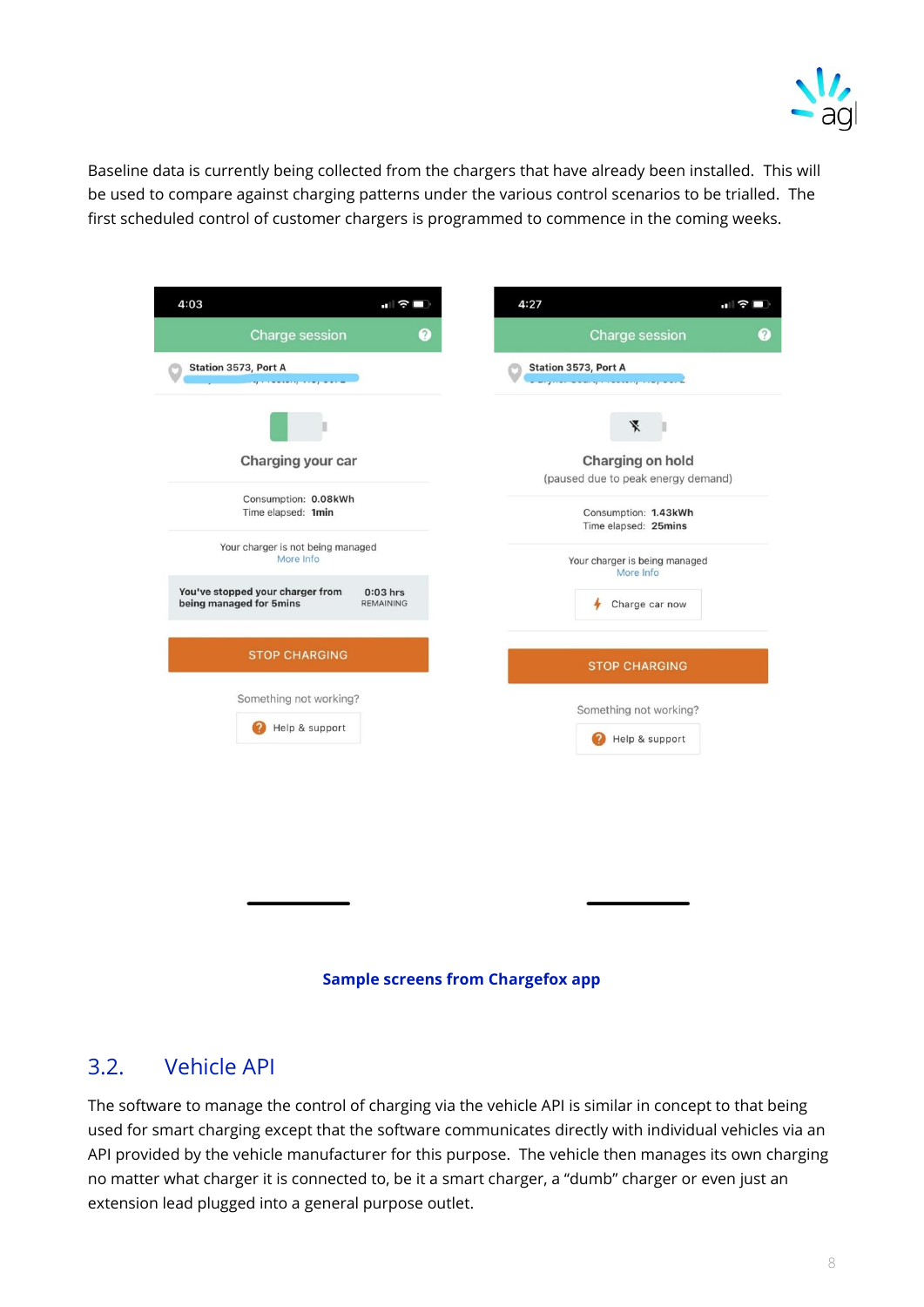Baseline data is currently being collected from the chargers that have already been installed. This will be used to compare against charging patterns under the various control scenarios to be trialled. The first scheduled control of customer chargers is programmed to commence in the coming weeks.

**Sample screens from Chargefox app**

## 3.2. Vehicle API

The software to manage the control of charging via the vehicle API is similar in concept to that being used for smart charging except that the software communicates directly with individual vehicles via an API provided by the vehicle manufacturer for this purpose. The vehicle then manages its own charging no matter what charger it is connected to, be it a smart charger, a "dumb" charger or even just an extension lead plugged into a general purpose outlet.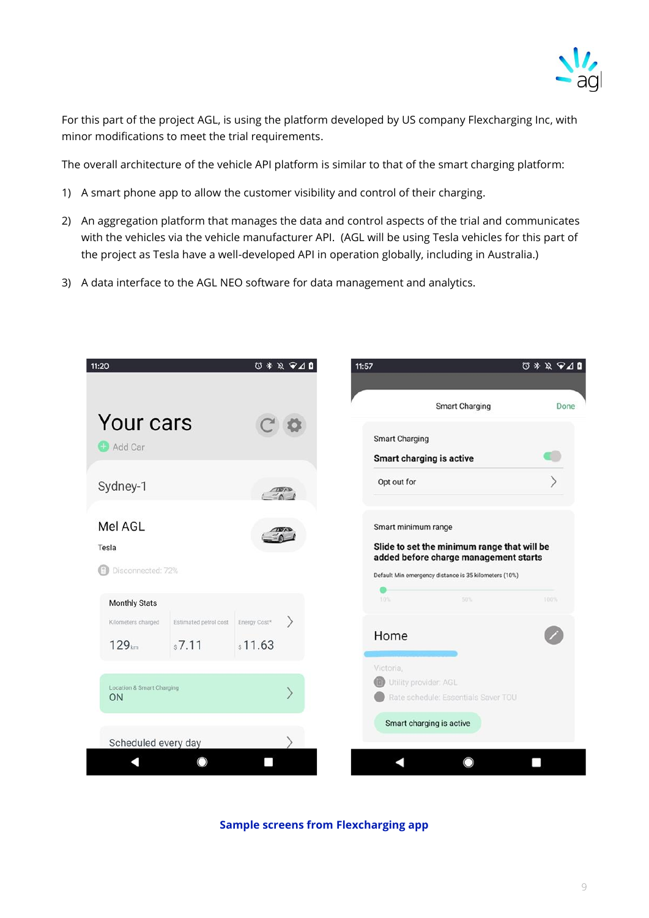For this part of the project AGL, is using the platform developed by US company Flexcharging Inc, with minor modifications to meet the trial requirements.

The overall architecture of the vehicle API platform is similar to that of the smart charging platform:

1) A smart phone app to allow the customer visibility and control of their charging.
2) An aggregation platform that manages the data and control aspects of the trial and communicates with the vehicles via the vehicle manufacturer API. (AGL will be using Tesla vehicles for this part of the project as Tesla have a well-developed API in operation globally, including in Australia.)
3) A data interface to the AGL NEO software for data management and analytics.

**Sample screens from Flexcharging app**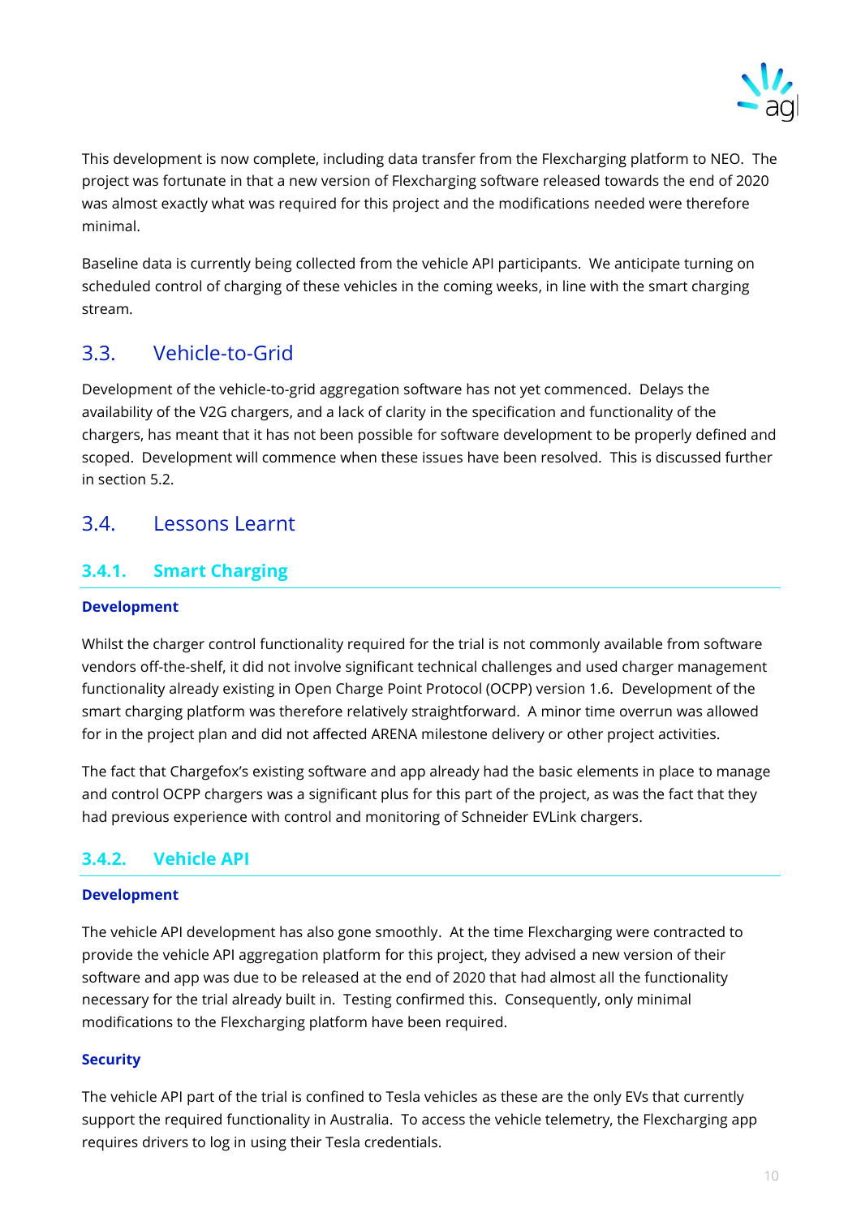This development is now complete, including data transfer from the Flexcharging platform to NEO. The project was fortunate in that a new version of Flexcharging software released towards the end of 2020 was almost exactly what was required for this project and the modifications needed were therefore minimal.

Baseline data is currently being collected from the vehicle API participants. We anticipate turning on scheduled control of charging of these vehicles in the coming weeks, in line with the smart charging stream.

## 3.3. Vehicle-to-Grid

Development of the vehicle-to-grid aggregation software has not yet commenced. Delays the availability of the V2G chargers, and a lack of clarity in the specification and functionality of the chargers, has meant that it has not been possible for software development to be properly defined and scoped. Development will commence when these issues have been resolved. This is discussed further in section 5.2.

## 3.4. Lessons Learnt

### 3.4.1. Smart Charging

**Development**

Whilst the charger control functionality required for the trial is not commonly available from software vendors off-the-shelf, it did not involve significant technical challenges and used charger management functionality already existing in Open Charge Point Protocol (OCPP) version 1.6. Development of the smart charging platform was therefore relatively straightforward. A minor time overrun was allowed for in the project plan and did not affected ARENA milestone delivery or other project activities.

The fact that Chargefox's existing software and app already had the basic elements in place to manage and control OCPP chargers was a significant plus for this part of the project, as was the fact that they had previous experience with control and monitoring of Schneider EVLink chargers.

### 3.4.2. Vehicle API

**Development**

The vehicle API development has also gone smoothly. At the time Flexcharging were contracted to provide the vehicle API aggregation platform for this project, they advised a new version of their software and app was due to be released at the end of 2020 that had almost all the functionality necessary for the trial already built in. Testing confirmed this. Consequently, only minimal modifications to the Flexcharging platform have been required.

**Security**

The vehicle API part of the trial is confined to Tesla vehicles as these are the only EVs that currently support the required functionality in Australia. To access the vehicle telemetry, the Flexcharging app requires drivers to log in using their Tesla credentials.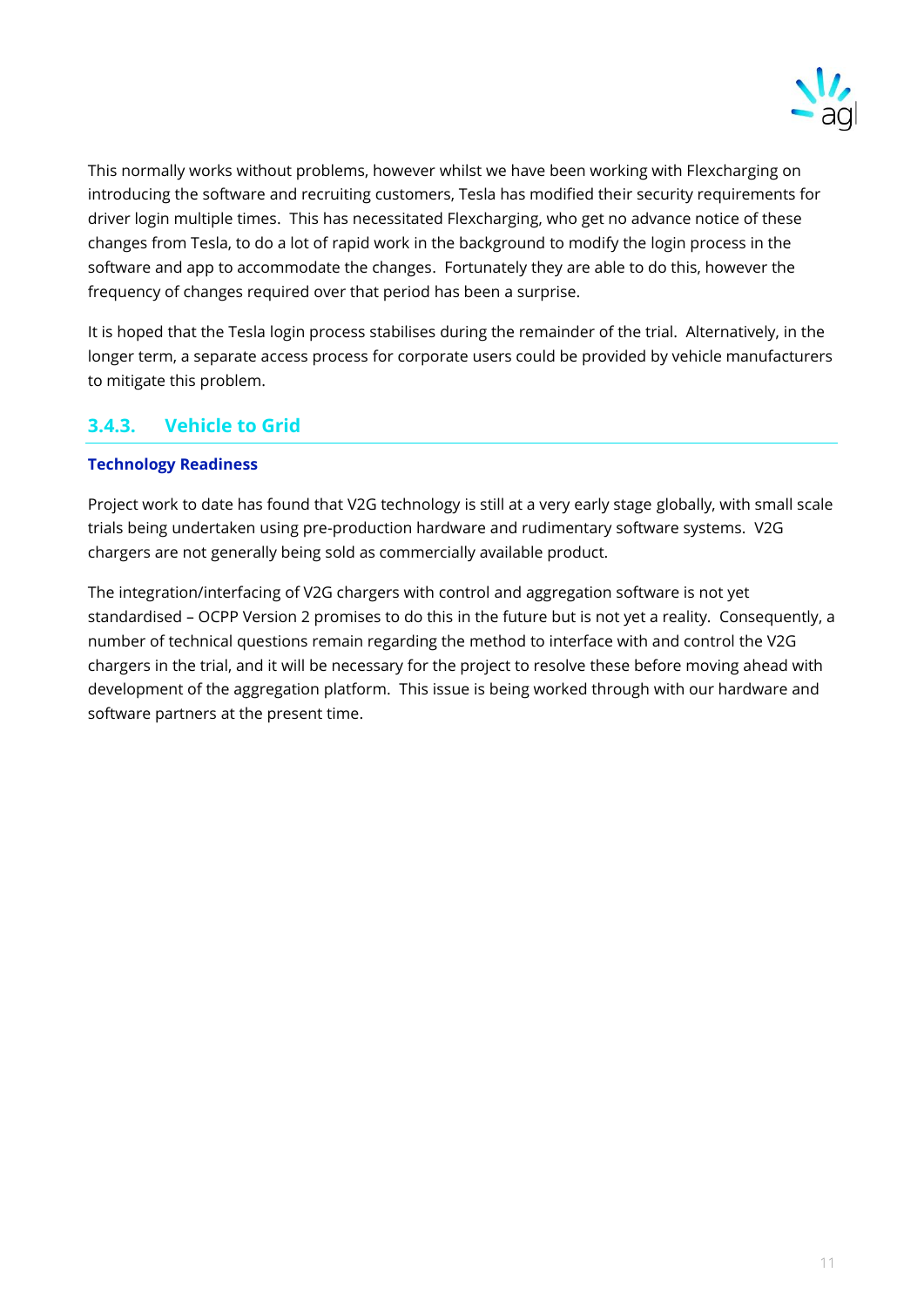This normally works without problems, however whilst we have been working with Flexcharging on introducing the software and recruiting customers, Tesla has modified their security requirements for driver login multiple times. This has necessitated Flexcharging, who get no advance notice of these changes from Tesla, to do a lot of rapid work in the background to modify the login process in the software and app to accommodate the changes. Fortunately they are able to do this, however the frequency of changes required over that period has been a surprise.

It is hoped that the Tesla login process stabilises during the remainder of the trial. Alternatively, in the longer term, a separate access process for corporate users could be provided by vehicle manufacturers to mitigate this problem.

### 3.4.3. Vehicle to Grid

**Technology Readiness**

Project work to date has found that V2G technology is still at a very early stage globally, with small scale trials being undertaken using pre-production hardware and rudimentary software systems. V2G chargers are not generally being sold as commercially available product.

The integration/interfacing of V2G chargers with control and aggregation software is not yet standardised – OCPP Version 2 promises to do this in the future but is not yet a reality. Consequently, a number of technical questions remain regarding the method to interface with and control the V2G chargers in the trial, and it will be necessary for the project to resolve these before moving ahead with development of the aggregation platform. This issue is being worked through with our hardware and software partners at the present time.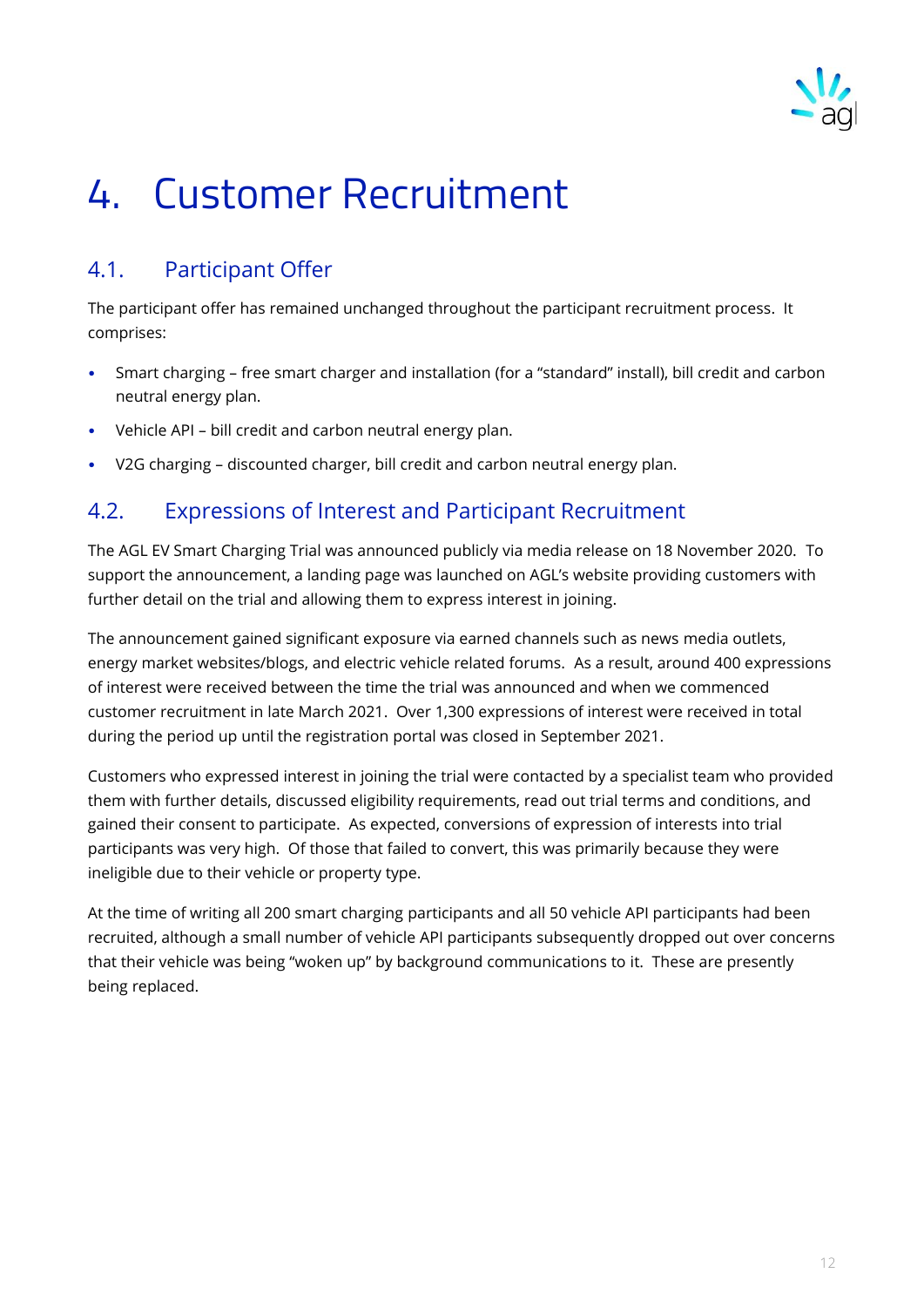# 4. Customer Recruitment

## 4.1. Participant Offer

The participant offer has remained unchanged throughout the participant recruitment process. It comprises:

- Smart charging – free smart charger and installation (for a "standard" install), bill credit and carbon neutral energy plan.
- Vehicle API – bill credit and carbon neutral energy plan.
- V2G charging – discounted charger, bill credit and carbon neutral energy plan.

## 4.2. Expressions of Interest and Participant Recruitment

The AGL EV Smart Charging Trial was announced publicly via media release on 18 November 2020. To support the announcement, a landing page was launched on AGL's website providing customers with further detail on the trial and allowing them to express interest in joining.

The announcement gained significant exposure via earned channels such as news media outlets, energy market websites/blogs, and electric vehicle related forums. As a result, around 400 expressions of interest were received between the time the trial was announced and when we commenced customer recruitment in late March 2021. Over 1,300 expressions of interest were received in total during the period up until the registration portal was closed in September 2021.

Customers who expressed interest in joining the trial were contacted by a specialist team who provided them with further details, discussed eligibility requirements, read out trial terms and conditions, and gained their consent to participate. As expected, conversions of expression of interests into trial participants was very high. Of those that failed to convert, this was primarily because they were ineligible due to their vehicle or property type.

At the time of writing all 200 smart charging participants and all 50 vehicle API participants had been recruited, although a small number of vehicle API participants subsequently dropped out over concerns that their vehicle was being "woken up" by background communications to it. These are presently being replaced.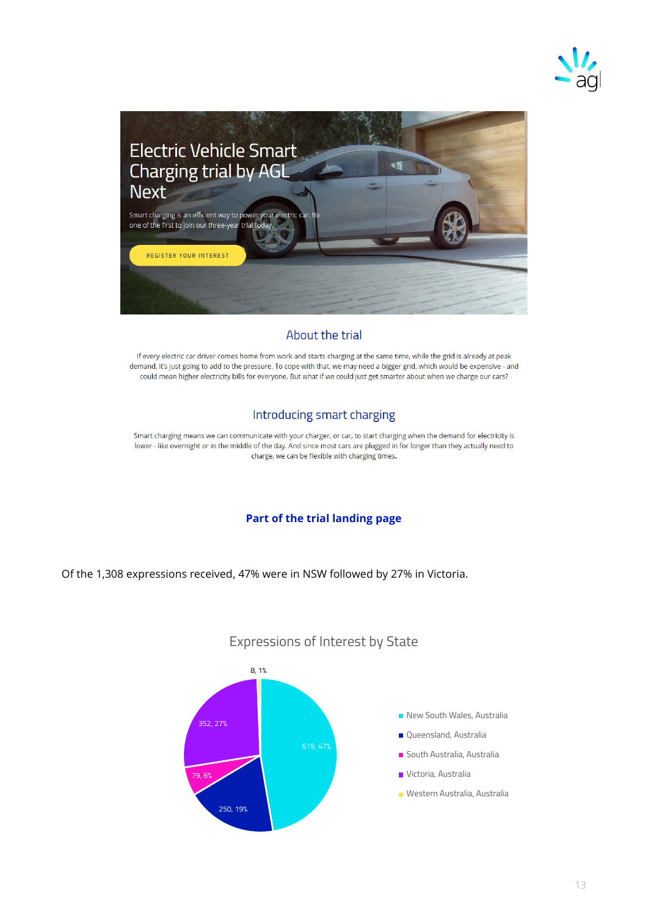# Electric Vehicle Smart Charging trial by AGL Next

Smart charging is an efficient way to power your electric car. Be one of the first to join our three-year trial today.

REGISTER YOUR INTEREST

## About the trial

If every electric car driver comes home from work and starts charging at the same time, while the grid is already at peak demand, it's just going to add to the pressure. To cope with that, we may need a bigger grid, which would be expensive - and could mean higher electricity bills for everyone. But what if we could just get smarter about when we charge our cars?

## Introducing smart charging

Smart charging means we can communicate with your charger, or car, to start charging when the demand for electricity is lower - like overnight or in the middle of the day. And since most cars are plugged in for longer than they actually need to charge, we can be flexible with charging times.

**Part of the trial landing page**

Of the 1,308 expressions received, 47% were in NSW followed by 27% in Victoria.

Expressions of Interest by State

| State | Count | Share |
| --- | --- | --- |
| New South Wales, Australia | 619 | 47% |
| Queensland, Australia | 250 | 19% |
| South Australia, Australia | 79 | 6% |
| Victoria, Australia | 352 | 27% |
| Western Australia, Australia | 8 | 1% |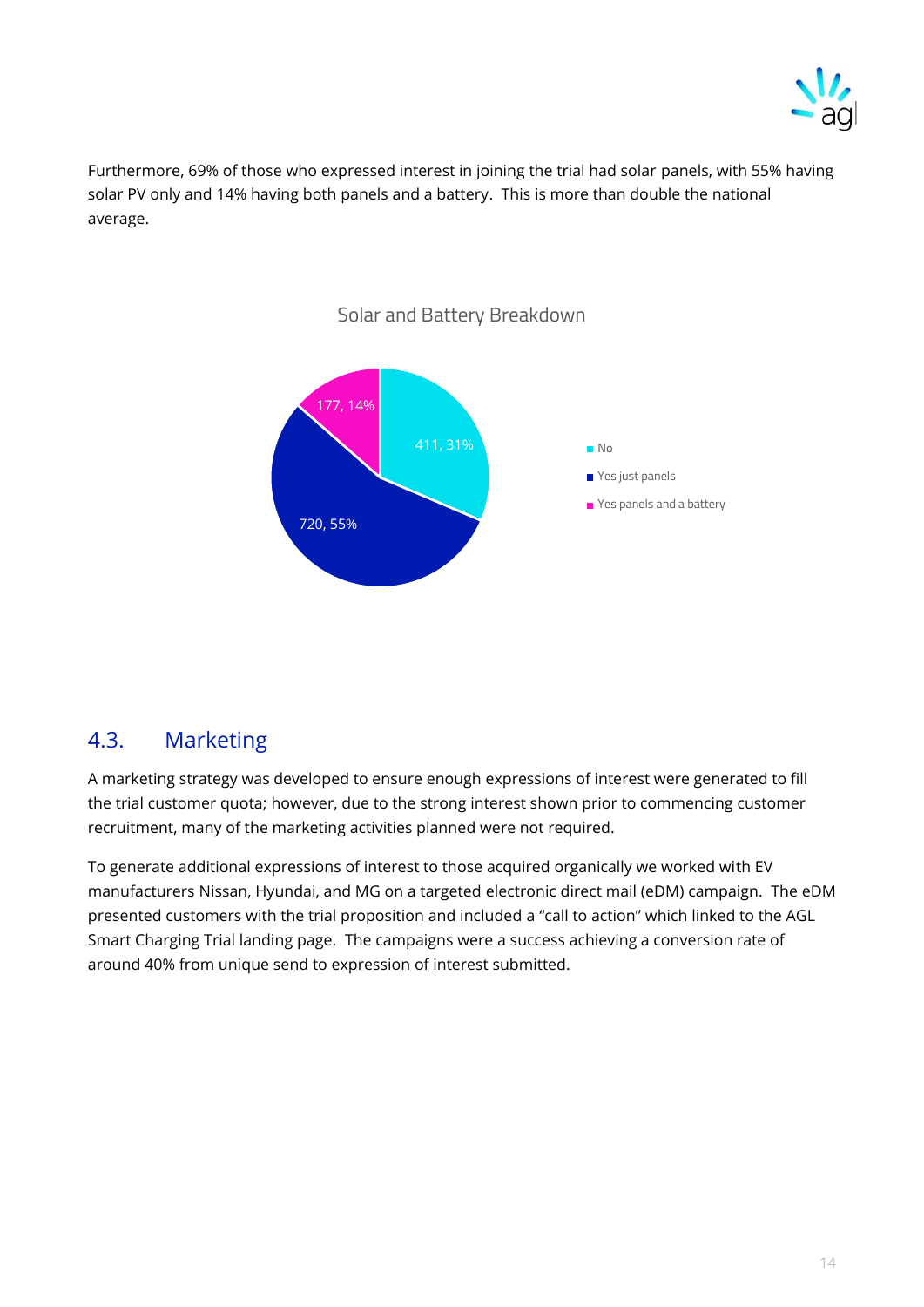Furthermore, 69% of those who expressed interest in joining the trial had solar panels, with 55% having solar PV only and 14% having both panels and a battery. This is more than double the national average.

Solar and Battery Breakdown

| Category | Count | Percentage |
|---|---|---|
| No | 411 | 31% |
| Yes just panels | 720 | 55% |
| Yes panels and a battery | 177 | 14% |

## 4.3. Marketing

A marketing strategy was developed to ensure enough expressions of interest were generated to fill the trial customer quota; however, due to the strong interest shown prior to commencing customer recruitment, many of the marketing activities planned were not required.

To generate additional expressions of interest to those acquired organically we worked with EV manufacturers Nissan, Hyundai, and MG on a targeted electronic direct mail (eDM) campaign. The eDM presented customers with the trial proposition and included a "call to action" which linked to the AGL Smart Charging Trial landing page. The campaigns were a success achieving a conversion rate of around 40% from unique send to expression of interest submitted.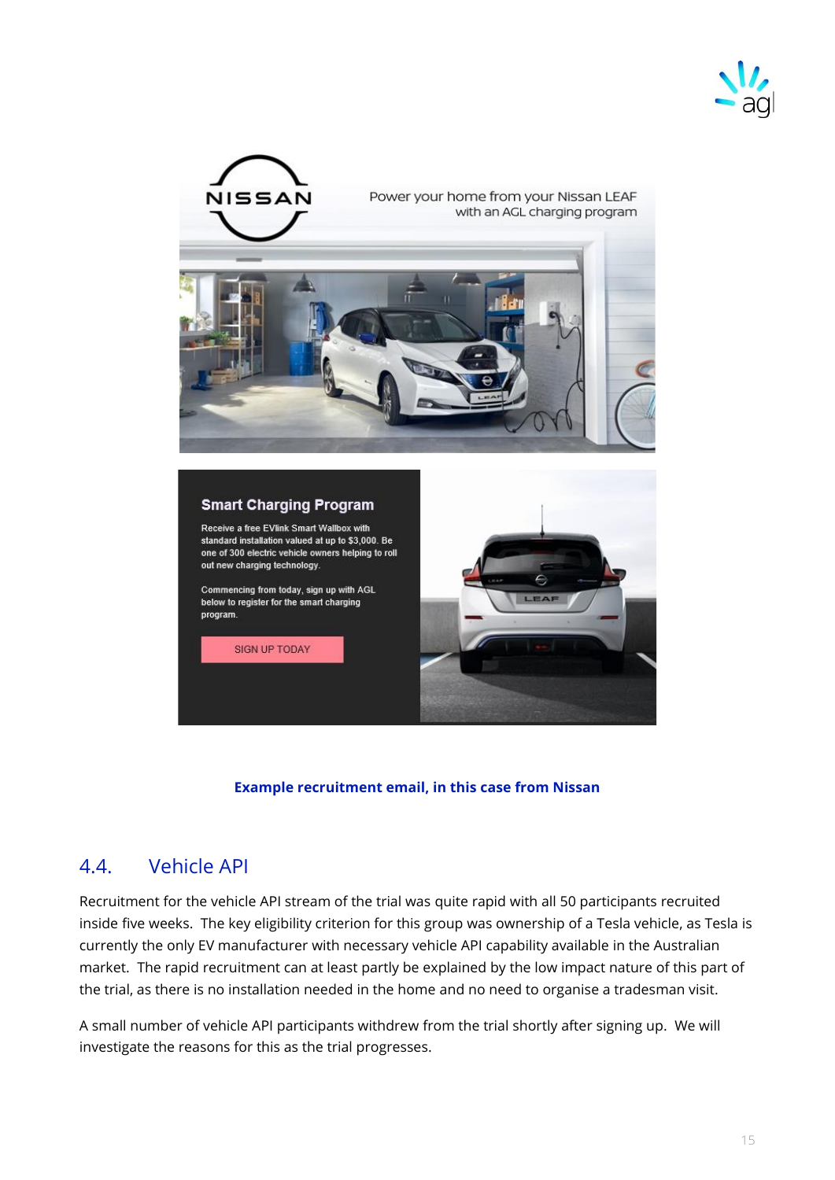Power your home from your Nissan LEAF with an AGL charging program

**Smart Charging Program**

Receive a free EVlink Smart Wallbox with standard installation valued at up to $3,000. Be one of 300 electric vehicle owners helping to roll out new charging technology.

Commencing from today, sign up with AGL below to register for the smart charging program.

SIGN UP TODAY

**Example recruitment email, in this case from Nissan**

## 4.4. Vehicle API

Recruitment for the vehicle API stream of the trial was quite rapid with all 50 participants recruited inside five weeks. The key eligibility criterion for this group was ownership of a Tesla vehicle, as Tesla is currently the only EV manufacturer with necessary vehicle API capability available in the Australian market. The rapid recruitment can at least partly be explained by the low impact nature of this part of the trial, as there is no installation needed in the home and no need to organise a tradesman visit.

A small number of vehicle API participants withdrew from the trial shortly after signing up. We will investigate the reasons for this as the trial progresses.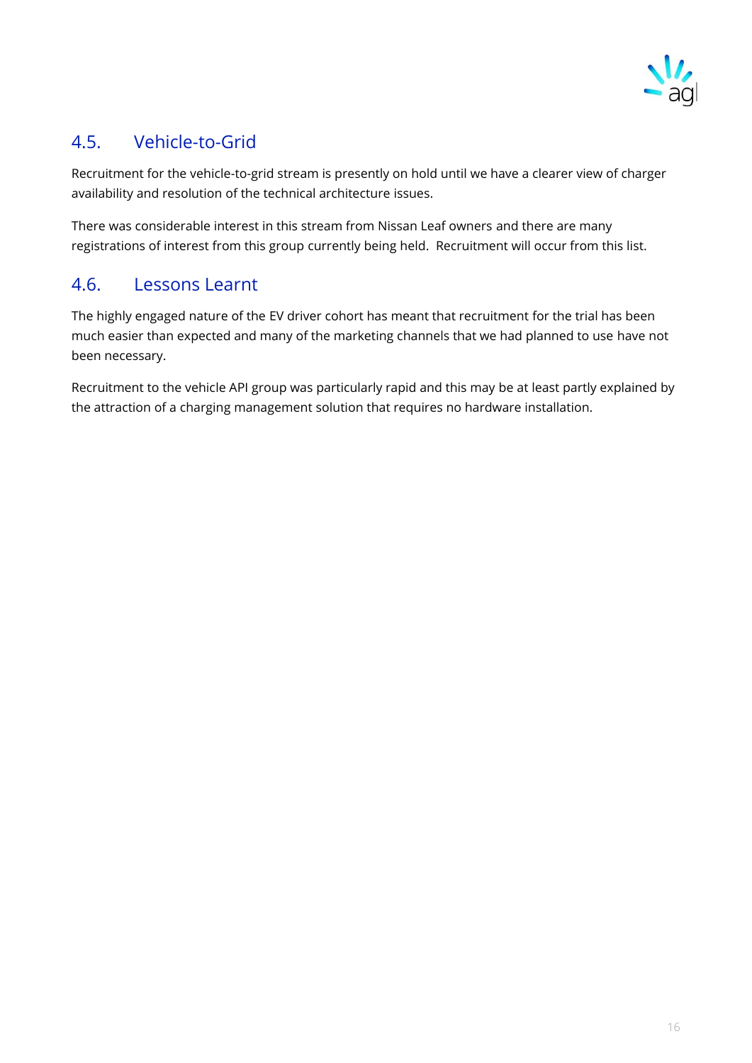## 4.5. Vehicle-to-Grid

Recruitment for the vehicle-to-grid stream is presently on hold until we have a clearer view of charger availability and resolution of the technical architecture issues.

There was considerable interest in this stream from Nissan Leaf owners and there are many registrations of interest from this group currently being held. Recruitment will occur from this list.

## 4.6. Lessons Learnt

The highly engaged nature of the EV driver cohort has meant that recruitment for the trial has been much easier than expected and many of the marketing channels that we had planned to use have not been necessary.

Recruitment to the vehicle API group was particularly rapid and this may be at least partly explained by the attraction of a charging management solution that requires no hardware installation.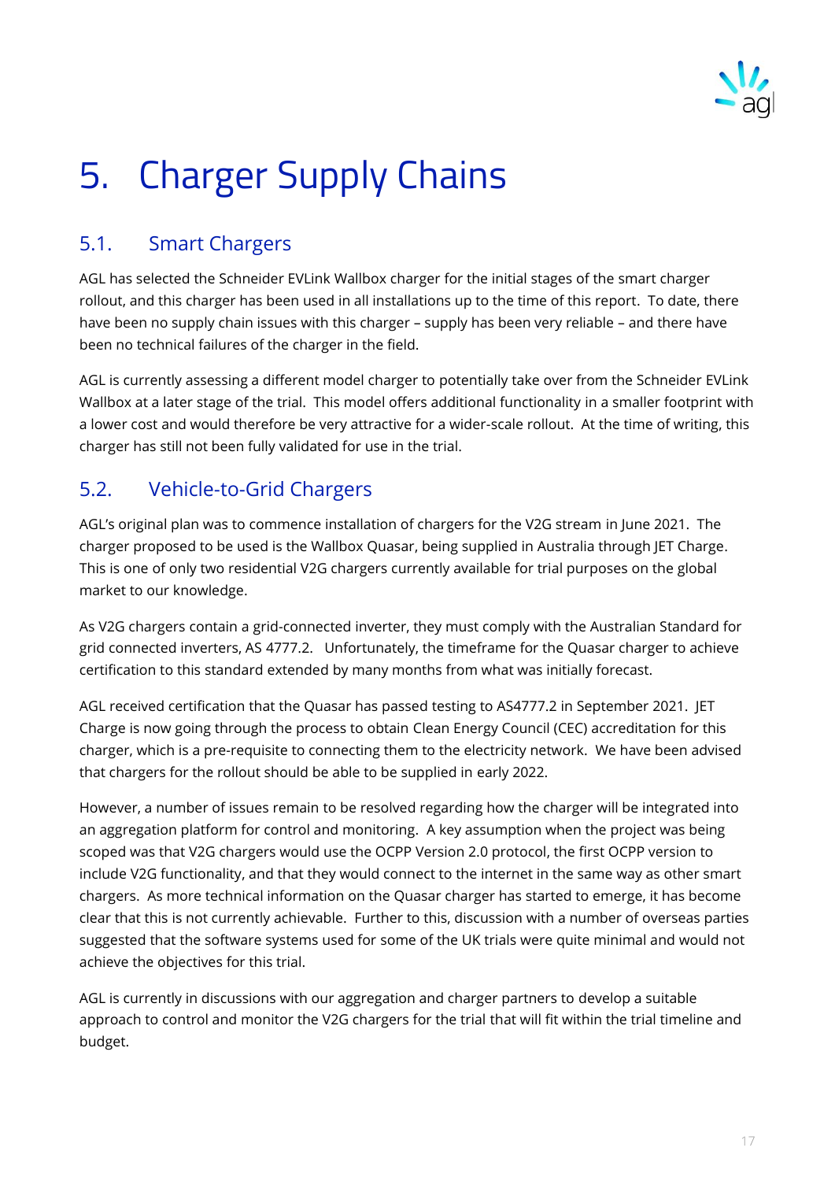# 5. Charger Supply Chains

## 5.1. Smart Chargers

AGL has selected the Schneider EVLink Wallbox charger for the initial stages of the smart charger rollout, and this charger has been used in all installations up to the time of this report. To date, there have been no supply chain issues with this charger – supply has been very reliable – and there have been no technical failures of the charger in the field.

AGL is currently assessing a different model charger to potentially take over from the Schneider EVLink Wallbox at a later stage of the trial. This model offers additional functionality in a smaller footprint with a lower cost and would therefore be very attractive for a wider-scale rollout. At the time of writing, this charger has still not been fully validated for use in the trial.

## 5.2. Vehicle-to-Grid Chargers

AGL's original plan was to commence installation of chargers for the V2G stream in June 2021. The charger proposed to be used is the Wallbox Quasar, being supplied in Australia through JET Charge. This is one of only two residential V2G chargers currently available for trial purposes on the global market to our knowledge.

As V2G chargers contain a grid-connected inverter, they must comply with the Australian Standard for grid connected inverters, AS 4777.2. Unfortunately, the timeframe for the Quasar charger to achieve certification to this standard extended by many months from what was initially forecast.

AGL received certification that the Quasar has passed testing to AS4777.2 in September 2021. JET Charge is now going through the process to obtain Clean Energy Council (CEC) accreditation for this charger, which is a pre-requisite to connecting them to the electricity network. We have been advised that chargers for the rollout should be able to be supplied in early 2022.

However, a number of issues remain to be resolved regarding how the charger will be integrated into an aggregation platform for control and monitoring. A key assumption when the project was being scoped was that V2G chargers would use the OCPP Version 2.0 protocol, the first OCPP version to include V2G functionality, and that they would connect to the internet in the same way as other smart chargers. As more technical information on the Quasar charger has started to emerge, it has become clear that this is not currently achievable. Further to this, discussion with a number of overseas parties suggested that the software systems used for some of the UK trials were quite minimal and would not achieve the objectives for this trial.

AGL is currently in discussions with our aggregation and charger partners to develop a suitable approach to control and monitor the V2G chargers for the trial that will fit within the trial timeline and budget.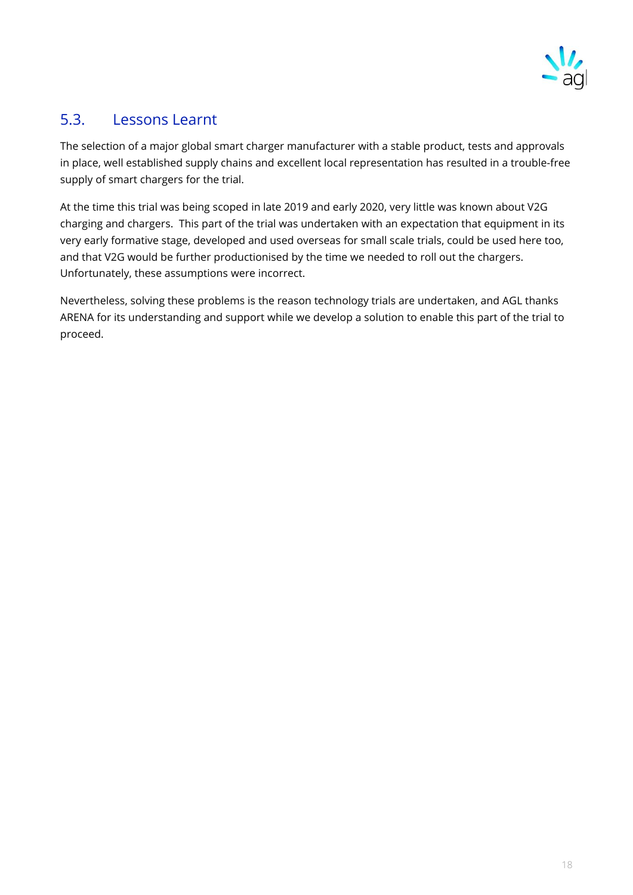## 5.3. Lessons Learnt

The selection of a major global smart charger manufacturer with a stable product, tests and approvals in place, well established supply chains and excellent local representation has resulted in a trouble-free supply of smart chargers for the trial.

At the time this trial was being scoped in late 2019 and early 2020, very little was known about V2G charging and chargers. This part of the trial was undertaken with an expectation that equipment in its very early formative stage, developed and used overseas for small scale trials, could be used here too, and that V2G would be further productionised by the time we needed to roll out the chargers. Unfortunately, these assumptions were incorrect.

Nevertheless, solving these problems is the reason technology trials are undertaken, and AGL thanks ARENA for its understanding and support while we develop a solution to enable this part of the trial to proceed.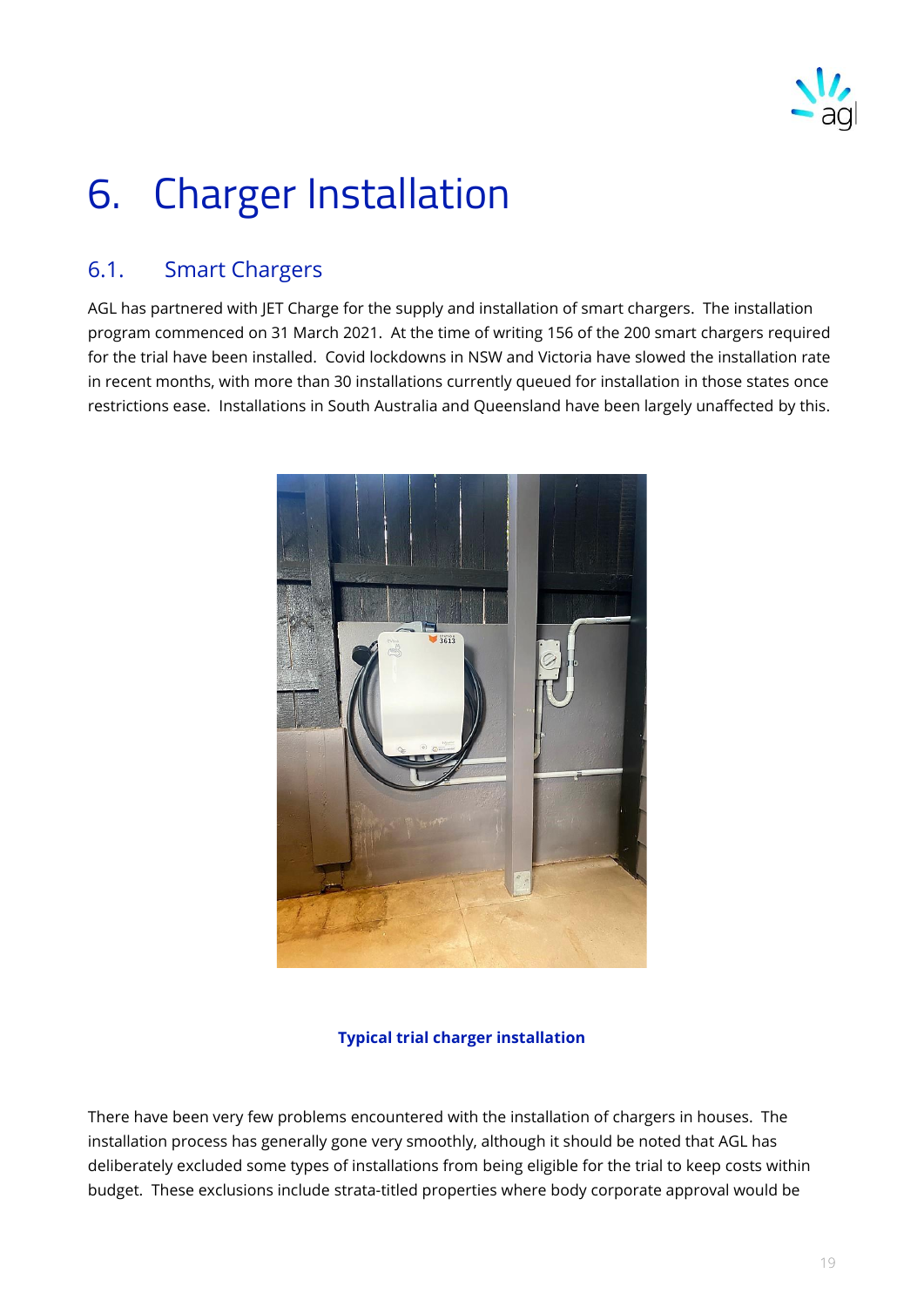# 6. Charger Installation

## 6.1. Smart Chargers

AGL has partnered with JET Charge for the supply and installation of smart chargers. The installation program commenced on 31 March 2021. At the time of writing 156 of the 200 smart chargers required for the trial have been installed. Covid lockdowns in NSW and Victoria have slowed the installation rate in recent months, with more than 30 installations currently queued for installation in those states once restrictions ease. Installations in South Australia and Queensland have been largely unaffected by this.

**Typical trial charger installation**

There have been very few problems encountered with the installation of chargers in houses. The installation process has generally gone very smoothly, although it should be noted that AGL has deliberately excluded some types of installations from being eligible for the trial to keep costs within budget. These exclusions include strata-titled properties where body corporate approval would be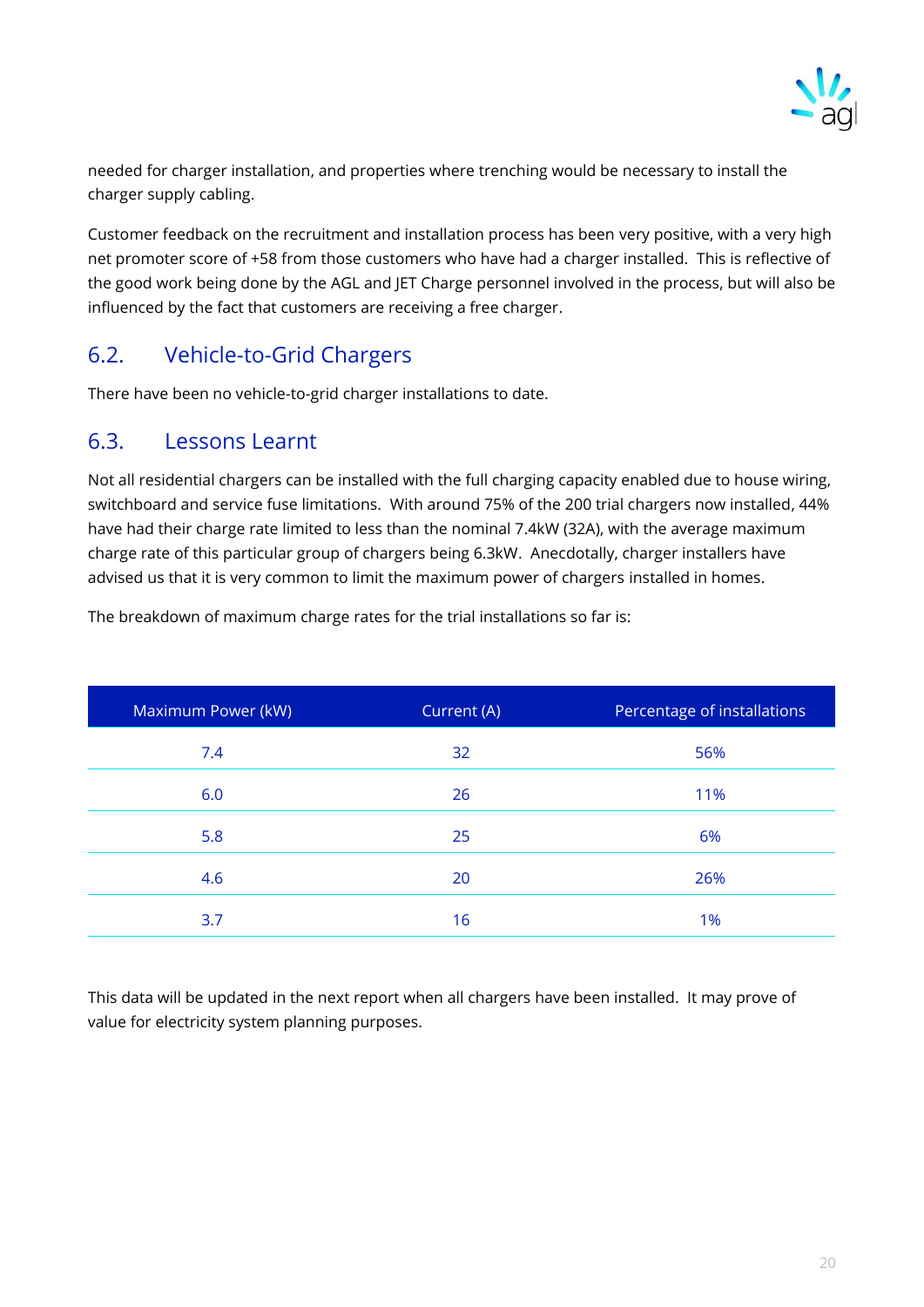needed for charger installation, and properties where trenching would be necessary to install the charger supply cabling.

Customer feedback on the recruitment and installation process has been very positive, with a very high net promoter score of +58 from those customers who have had a charger installed. This is reflective of the good work being done by the AGL and JET Charge personnel involved in the process, but will also be influenced by the fact that customers are receiving a free charger.

## 6.2. Vehicle-to-Grid Chargers

There have been no vehicle-to-grid charger installations to date.

## 6.3. Lessons Learnt

Not all residential chargers can be installed with the full charging capacity enabled due to house wiring, switchboard and service fuse limitations. With around 75% of the 200 trial chargers now installed, 44% have had their charge rate limited to less than the nominal 7.4kW (32A), with the average maximum charge rate of this particular group of chargers being 6.3kW. Anecdotally, charger installers have advised us that it is very common to limit the maximum power of chargers installed in homes.

The breakdown of maximum charge rates for the trial installations so far is:

| Maximum Power (kW) | Current (A) | Percentage of installations |
|---|---|---|
| 7.4 | 32 | 56% |
| 6.0 | 26 | 11% |
| 5.8 | 25 | 6% |
| 4.6 | 20 | 26% |
| 3.7 | 16 | 1% |

This data will be updated in the next report when all chargers have been installed. It may prove of value for electricity system planning purposes.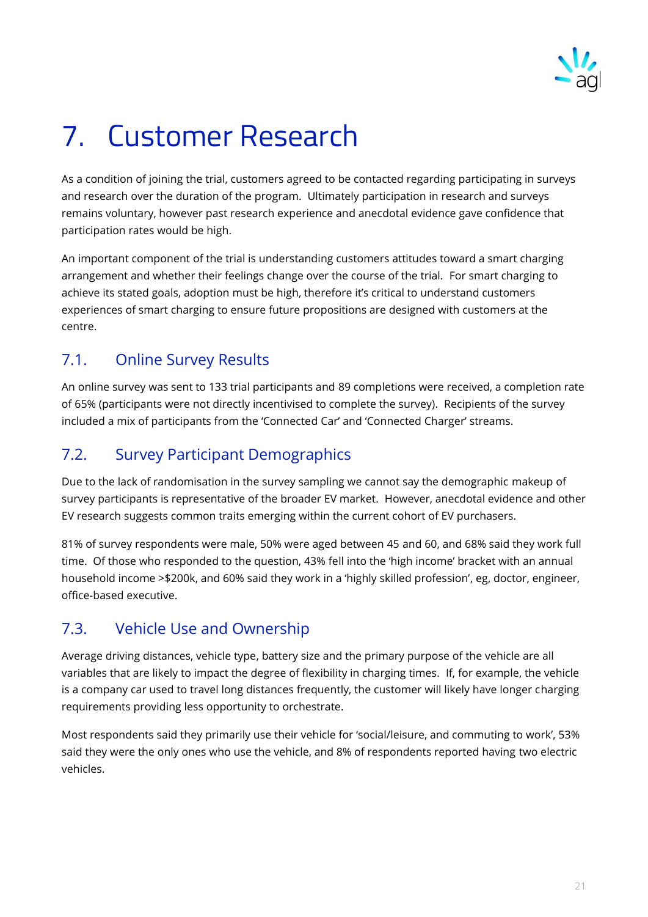# 7. Customer Research

As a condition of joining the trial, customers agreed to be contacted regarding participating in surveys and research over the duration of the program. Ultimately participation in research and surveys remains voluntary, however past research experience and anecdotal evidence gave confidence that participation rates would be high.

An important component of the trial is understanding customers attitudes toward a smart charging arrangement and whether their feelings change over the course of the trial. For smart charging to achieve its stated goals, adoption must be high, therefore it's critical to understand customers experiences of smart charging to ensure future propositions are designed with customers at the centre.

## 7.1. Online Survey Results

An online survey was sent to 133 trial participants and 89 completions were received, a completion rate of 65% (participants were not directly incentivised to complete the survey). Recipients of the survey included a mix of participants from the 'Connected Car' and 'Connected Charger' streams.

## 7.2. Survey Participant Demographics

Due to the lack of randomisation in the survey sampling we cannot say the demographic makeup of survey participants is representative of the broader EV market. However, anecdotal evidence and other EV research suggests common traits emerging within the current cohort of EV purchasers.

81% of survey respondents were male, 50% were aged between 45 and 60, and 68% said they work full time. Of those who responded to the question, 43% fell into the 'high income' bracket with an annual household income >$200k, and 60% said they work in a 'highly skilled profession', eg, doctor, engineer, office-based executive.

## 7.3. Vehicle Use and Ownership

Average driving distances, vehicle type, battery size and the primary purpose of the vehicle are all variables that are likely to impact the degree of flexibility in charging times. If, for example, the vehicle is a company car used to travel long distances frequently, the customer will likely have longer charging requirements providing less opportunity to orchestrate.

Most respondents said they primarily use their vehicle for 'social/leisure, and commuting to work', 53% said they were the only ones who use the vehicle, and 8% of respondents reported having two electric vehicles.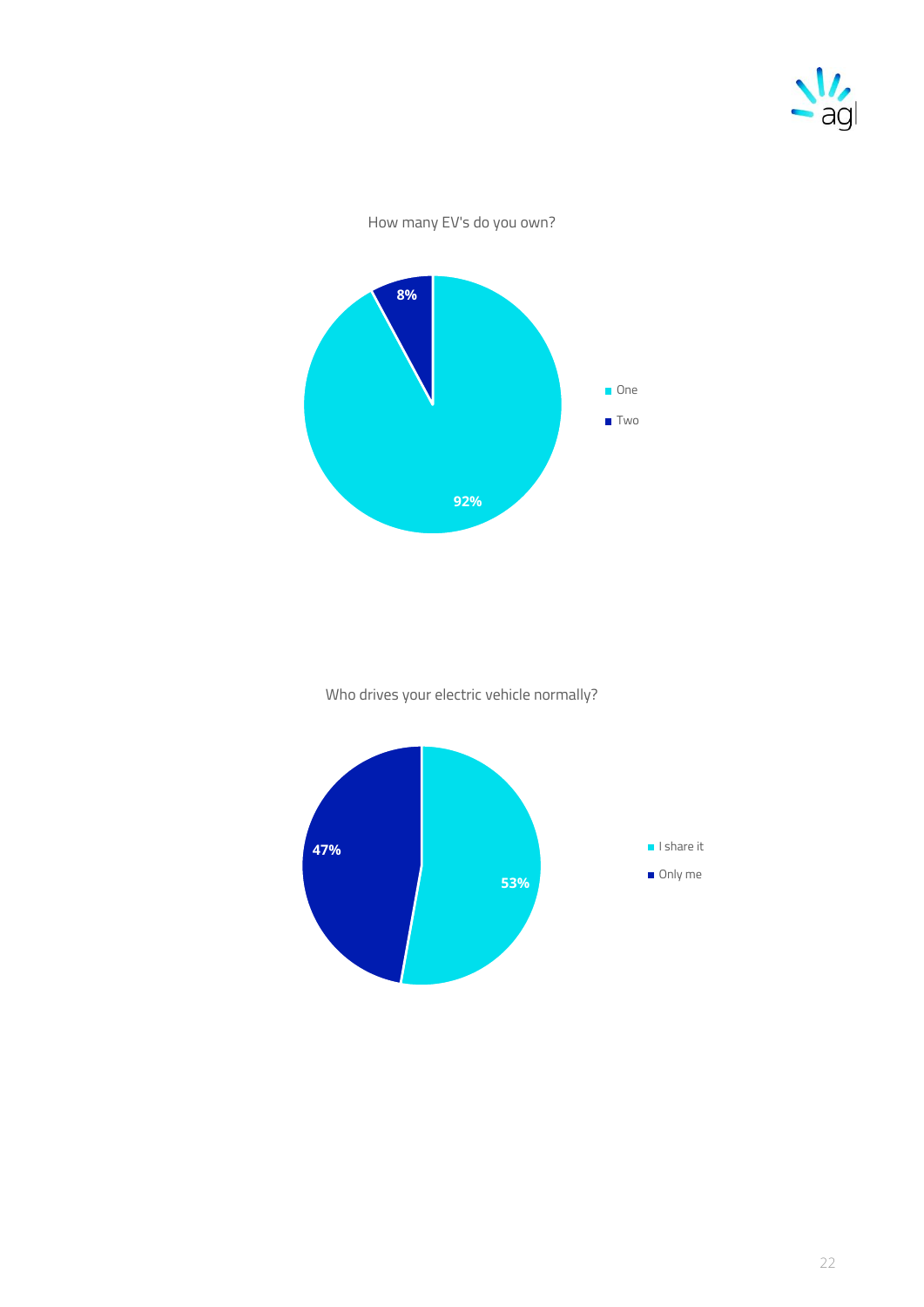How many EV's do you own?

- One: 92%
- Two: 8%

Who drives your electric vehicle normally?

- I share it: 53%
- Only me: 47%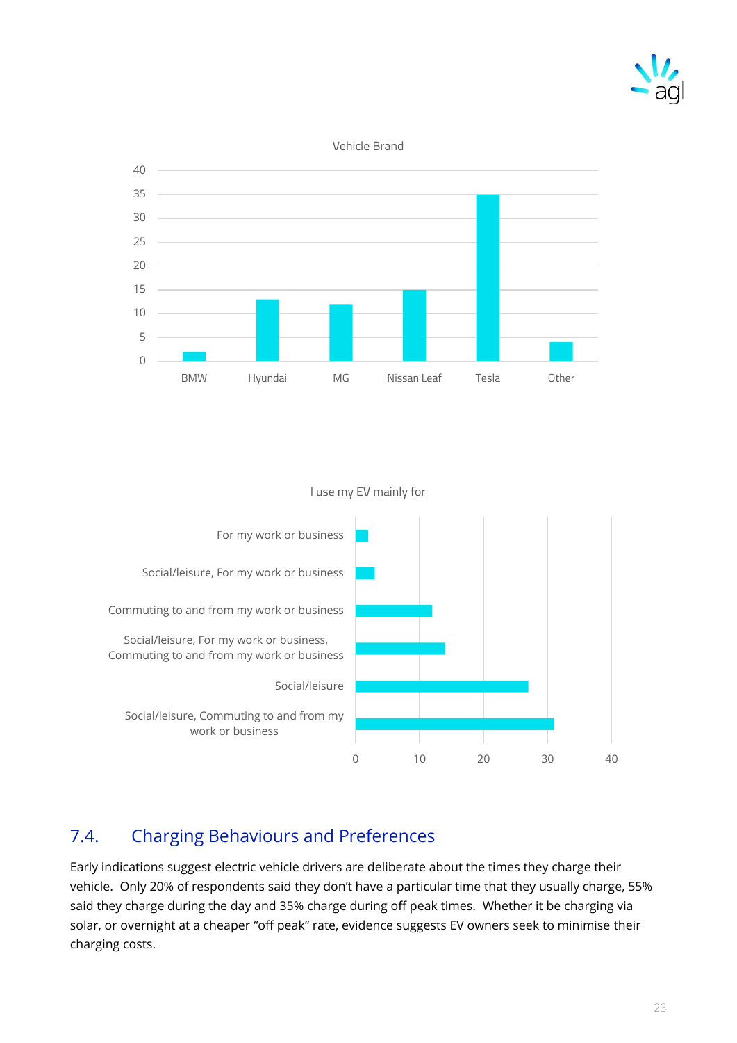Vehicle Brand

| Brand | Value |
|---|---|
| BMW | 2 |
| Hyundai | 13 |
| MG | 12 |
| Nissan Leaf | 15 |
| Tesla | 35 |
| Other | 4 |

I use my EV mainly for

| Use | Value |
|---|---|
| For my work or business | 2 |
| Social/leisure, For my work or business | 3 |
| Commuting to and from my work or business | 12 |
| Social/leisure, For my work or business, Commuting to and from my work or business | 14 |
| Social/leisure | 27 |
| Social/leisure, Commuting to and from my work or business | 31 |

## 7.4. Charging Behaviours and Preferences

Early indications suggest electric vehicle drivers are deliberate about the times they charge their vehicle. Only 20% of respondents said they don't have a particular time that they usually charge, 55% said they charge during the day and 35% charge during off peak times. Whether it be charging via solar, or overnight at a cheaper "off peak" rate, evidence suggests EV owners seek to minimise their charging costs.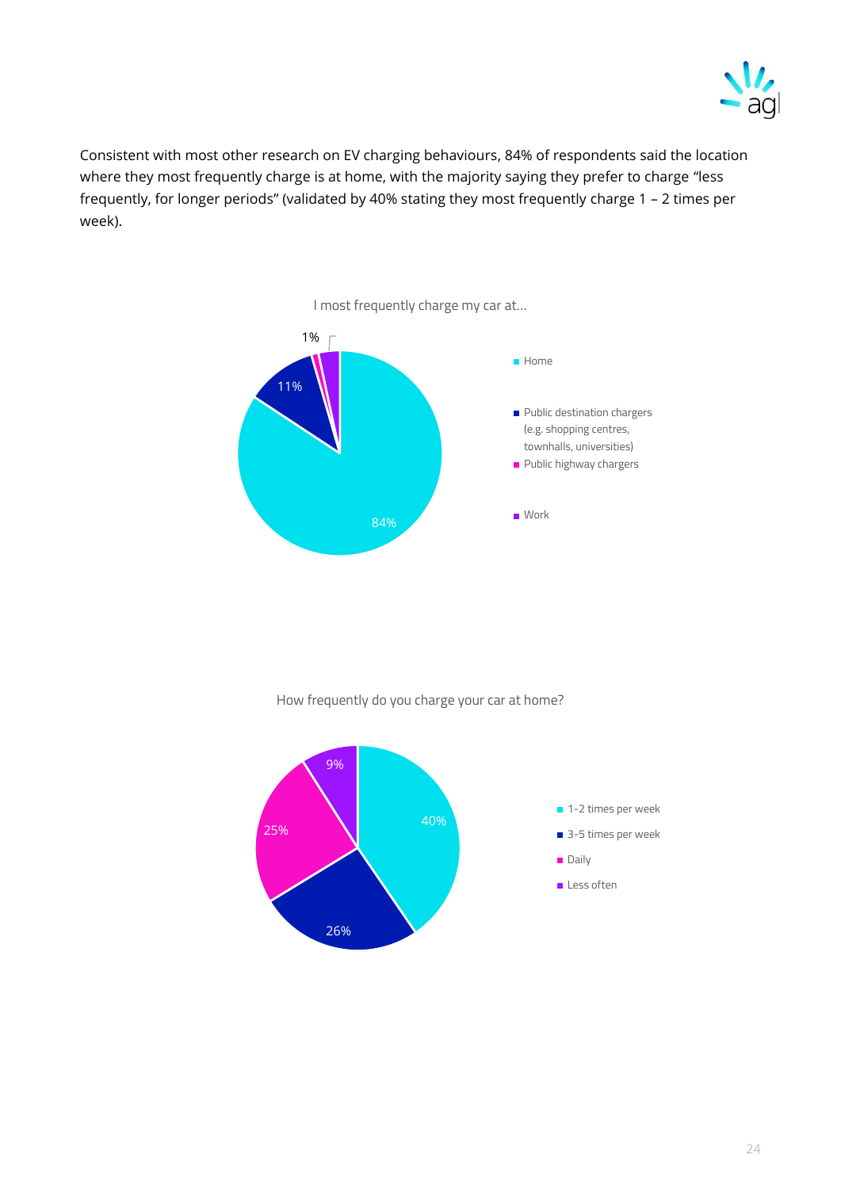Consistent with most other research on EV charging behaviours, 84% of respondents said the location where they most frequently charge is at home, with the majority saying they prefer to charge "less frequently, for longer periods" (validated by 40% stating they most frequently charge 1 – 2 times per week).

I most frequently charge my car at...

| Location | % |
|---|---|
| Home | 84% |
| Public destination chargers (e.g. shopping centres, townhalls, universities) | 11% |
| Public highway chargers | 1% |
| Work | |

How frequently do you charge your car at home?

| Frequency | % |
|---|---|
| 1-2 times per week | 40% |
| 3-5 times per week | 26% |
| Daily | 25% |
| Less often | 9% |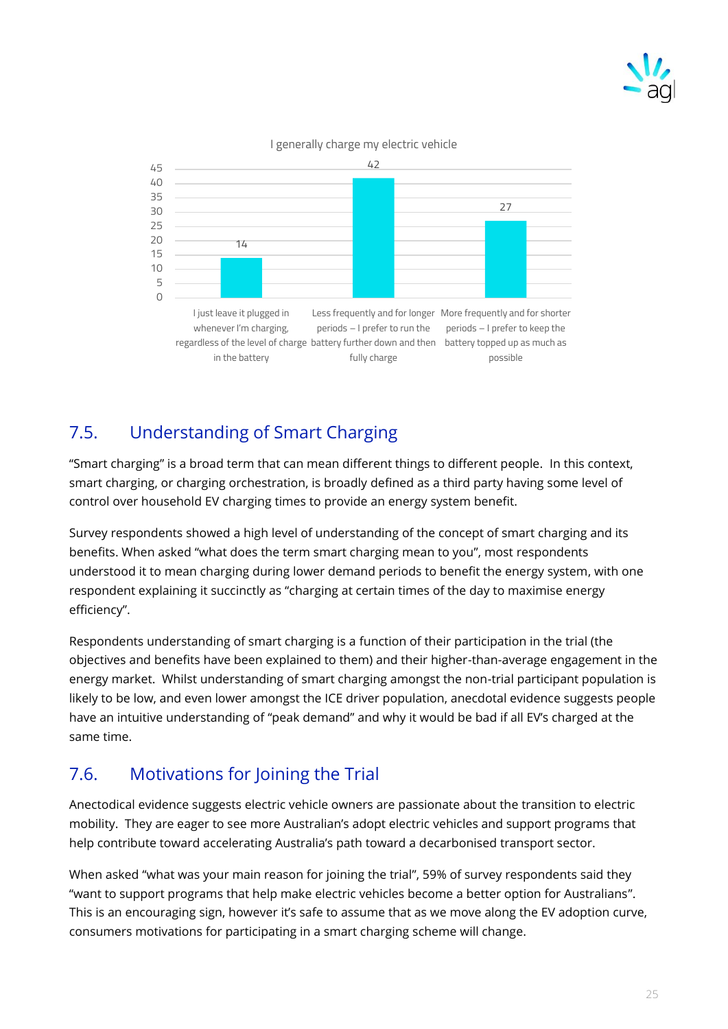I generally charge my electric vehicle

| Charging behaviour | Value |
| --- | --- |
| I just leave it plugged in whenever I'm charging, regardless of the level of charge in the battery | 14 |
| Less frequently and for longer periods – I prefer to run the battery further down and then fully charge | 42 |
| More frequently and for shorter periods – I prefer to keep the battery topped up as much as possible | 27 |

## 7.5. Understanding of Smart Charging

"Smart charging" is a broad term that can mean different things to different people. In this context, smart charging, or charging orchestration, is broadly defined as a third party having some level of control over household EV charging times to provide an energy system benefit.

Survey respondents showed a high level of understanding of the concept of smart charging and its benefits. When asked "what does the term smart charging mean to you", most respondents understood it to mean charging during lower demand periods to benefit the energy system, with one respondent explaining it succinctly as "charging at certain times of the day to maximise energy efficiency".

Respondents understanding of smart charging is a function of their participation in the trial (the objectives and benefits have been explained to them) and their higher-than-average engagement in the energy market. Whilst understanding of smart charging amongst the non-trial participant population is likely to be low, and even lower amongst the ICE driver population, anecdotal evidence suggests people have an intuitive understanding of "peak demand" and why it would be bad if all EV's charged at the same time.

## 7.6. Motivations for Joining the Trial

Anectodical evidence suggests electric vehicle owners are passionate about the transition to electric mobility. They are eager to see more Australian's adopt electric vehicles and support programs that help contribute toward accelerating Australia's path toward a decarbonised transport sector.

When asked "what was your main reason for joining the trial", 59% of survey respondents said they "want to support programs that help make electric vehicles become a better option for Australians". This is an encouraging sign, however it's safe to assume that as we move along the EV adoption curve, consumers motivations for participating in a smart charging scheme will change.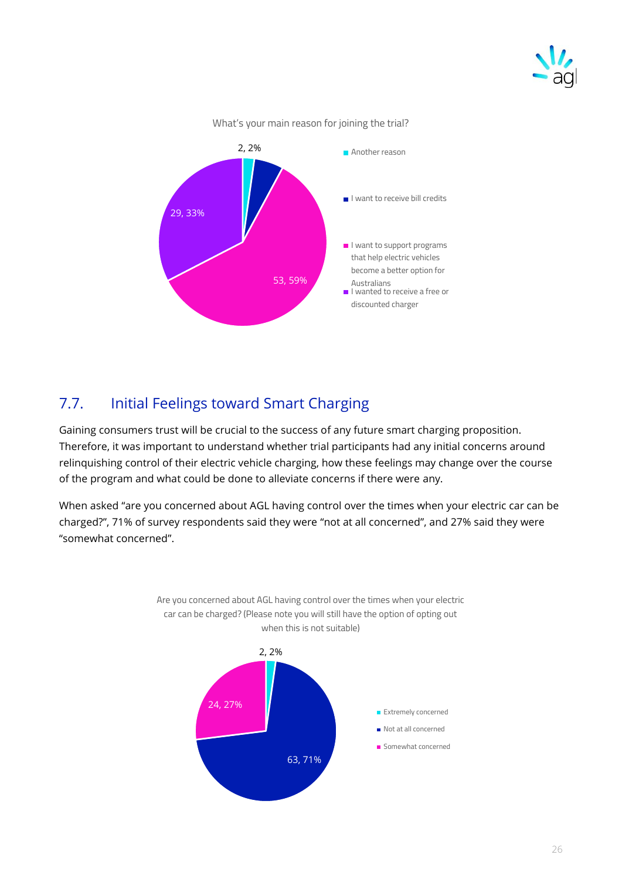What's your main reason for joining the trial?

- Another reason: 2, 2%
- I want to receive bill credits
- I want to support programs that help electric vehicles become a better option for Australians: 53, 59%
- I wanted to receive a free or discounted charger: 29, 33%

## 7.7. Initial Feelings toward Smart Charging

Gaining consumers trust will be crucial to the success of any future smart charging proposition. Therefore, it was important to understand whether trial participants had any initial concerns around relinquishing control of their electric vehicle charging, how these feelings may change over the course of the program and what could be done to alleviate concerns if there were any.

When asked "are you concerned about AGL having control over the times when your electric car can be charged?", 71% of survey respondents said they were "not at all concerned", and 27% said they were "somewhat concerned".

Are you concerned about AGL having control over the times when your electric car can be charged? (Please note you will still have the option of opting out when this is not suitable)

- Extremely concerned: 2, 2%
- Not at all concerned: 63, 71%
- Somewhat concerned: 24, 27%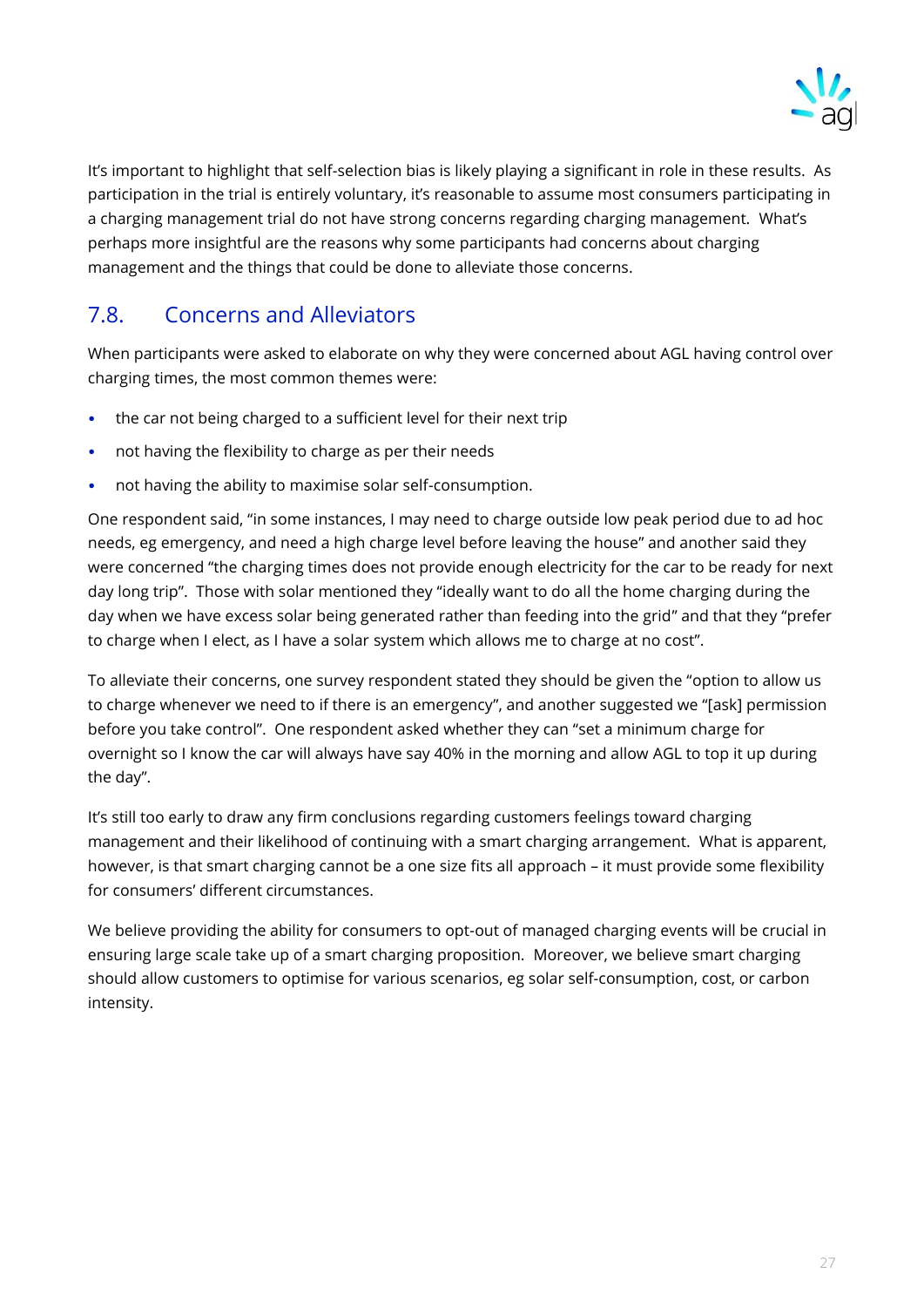It's important to highlight that self-selection bias is likely playing a significant in role in these results. As participation in the trial is entirely voluntary, it's reasonable to assume most consumers participating in a charging management trial do not have strong concerns regarding charging management. What's perhaps more insightful are the reasons why some participants had concerns about charging management and the things that could be done to alleviate those concerns.

## 7.8. Concerns and Alleviators

When participants were asked to elaborate on why they were concerned about AGL having control over charging times, the most common themes were:

- the car not being charged to a sufficient level for their next trip
- not having the flexibility to charge as per their needs
- not having the ability to maximise solar self-consumption.

One respondent said, "in some instances, I may need to charge outside low peak period due to ad hoc needs, eg emergency, and need a high charge level before leaving the house" and another said they were concerned "the charging times does not provide enough electricity for the car to be ready for next day long trip". Those with solar mentioned they "ideally want to do all the home charging during the day when we have excess solar being generated rather than feeding into the grid" and that they "prefer to charge when I elect, as I have a solar system which allows me to charge at no cost".

To alleviate their concerns, one survey respondent stated they should be given the "option to allow us to charge whenever we need to if there is an emergency", and another suggested we "[ask] permission before you take control". One respondent asked whether they can "set a minimum charge for overnight so I know the car will always have say 40% in the morning and allow AGL to top it up during the day".

It's still too early to draw any firm conclusions regarding customers feelings toward charging management and their likelihood of continuing with a smart charging arrangement. What is apparent, however, is that smart charging cannot be a one size fits all approach – it must provide some flexibility for consumers' different circumstances.

We believe providing the ability for consumers to opt-out of managed charging events will be crucial in ensuring large scale take up of a smart charging proposition. Moreover, we believe smart charging should allow customers to optimise for various scenarios, eg solar self-consumption, cost, or carbon intensity.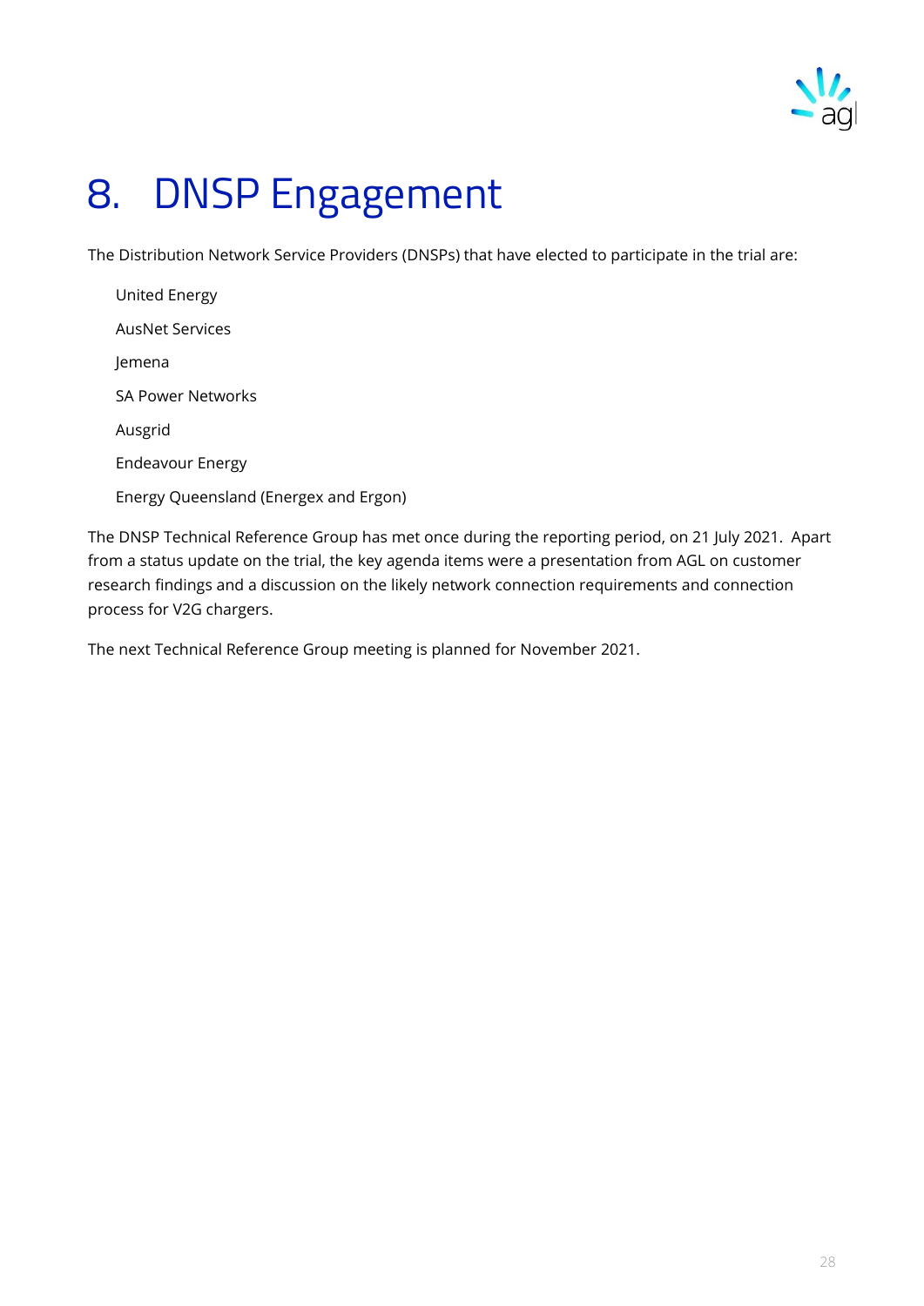# 8. DNSP Engagement

The Distribution Network Service Providers (DNSPs) that have elected to participate in the trial are:

- United Energy
- AusNet Services
- Jemena
- SA Power Networks
- Ausgrid
- Endeavour Energy
- Energy Queensland (Energex and Ergon)

The DNSP Technical Reference Group has met once during the reporting period, on 21 July 2021. Apart from a status update on the trial, the key agenda items were a presentation from AGL on customer research findings and a discussion on the likely network connection requirements and connection process for V2G chargers.

The next Technical Reference Group meeting is planned for November 2021.